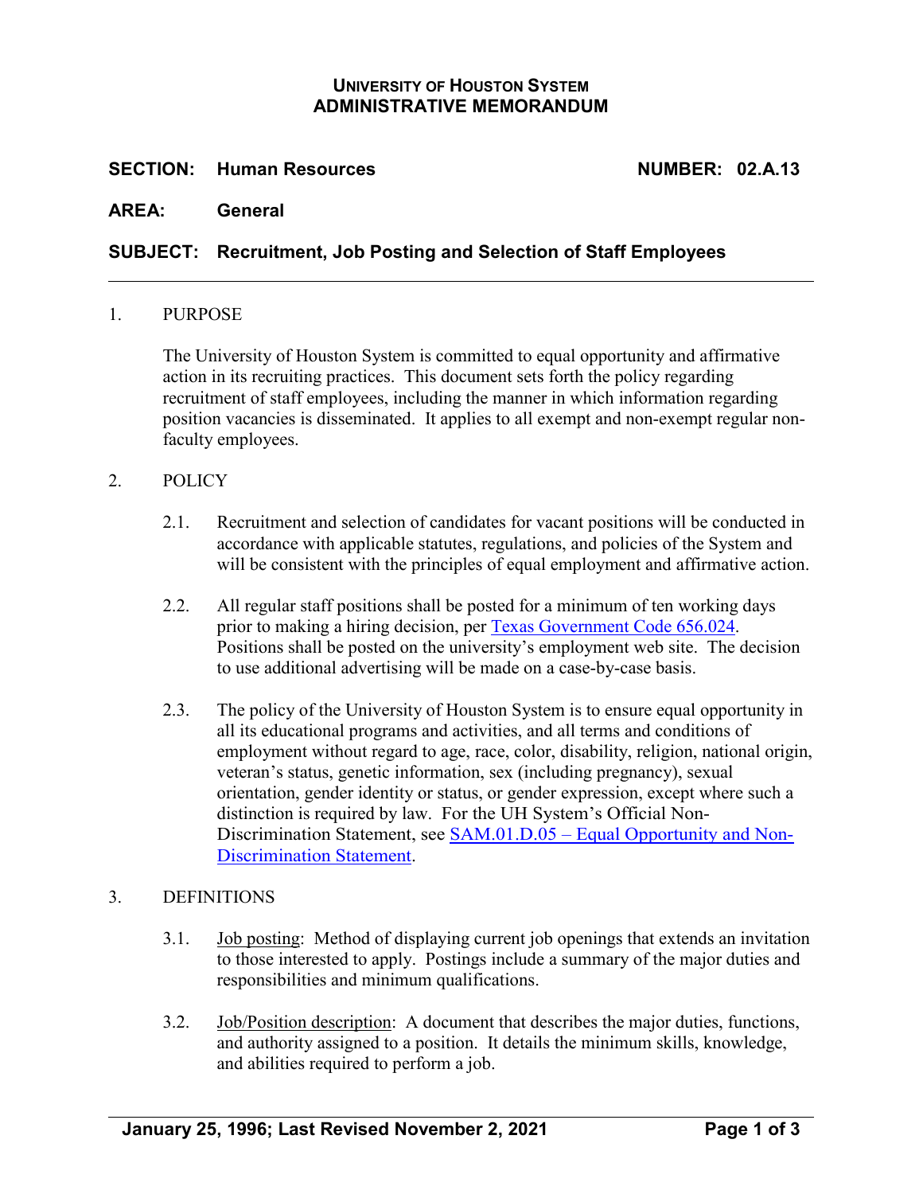# UNIVERSITY OF HOUSTON SYSTEM
# ADMINISTRATIVE MEMORANDUM

**SECTION: Human Resources** **NUMBER: 02.A.13**

**AREA: General**

**SUBJECT: Recruitment, Job Posting and Selection of Staff Employees**

---

1. PURPOSE

   The University of Houston System is committed to equal opportunity and affirmative action in its recruiting practices. This document sets forth the policy regarding recruitment of staff employees, including the manner in which information regarding position vacancies is disseminated. It applies to all exempt and non-exempt regular non-faculty employees.

2. POLICY

   2.1. Recruitment and selection of candidates for vacant positions will be conducted in accordance with applicable statutes, regulations, and policies of the System and will be consistent with the principles of equal employment and affirmative action.

   2.2. All regular staff positions shall be posted for a minimum of ten working days prior to making a hiring decision, per Texas Government Code 656.024. Positions shall be posted on the university's employment web site. The decision to use additional advertising will be made on a case-by-case basis.

   2.3. The policy of the University of Houston System is to ensure equal opportunity in all its educational programs and activities, and all terms and conditions of employment without regard to age, race, color, disability, religion, national origin, veteran's status, genetic information, sex (including pregnancy), sexual orientation, gender identity or status, or gender expression, except where such a distinction is required by law. For the UH System's Official Non-Discrimination Statement, see SAM.01.D.05 – Equal Opportunity and Non-Discrimination Statement.

3. DEFINITIONS

   3.1. Job posting: Method of displaying current job openings that extends an invitation to those interested to apply. Postings include a summary of the major duties and responsibilities and minimum qualifications.

   3.2. Job/Position description: A document that describes the major duties, functions, and authority assigned to a position. It details the minimum skills, knowledge, and abilities required to perform a job.

**January 25, 1996; Last Revised November 2, 2021**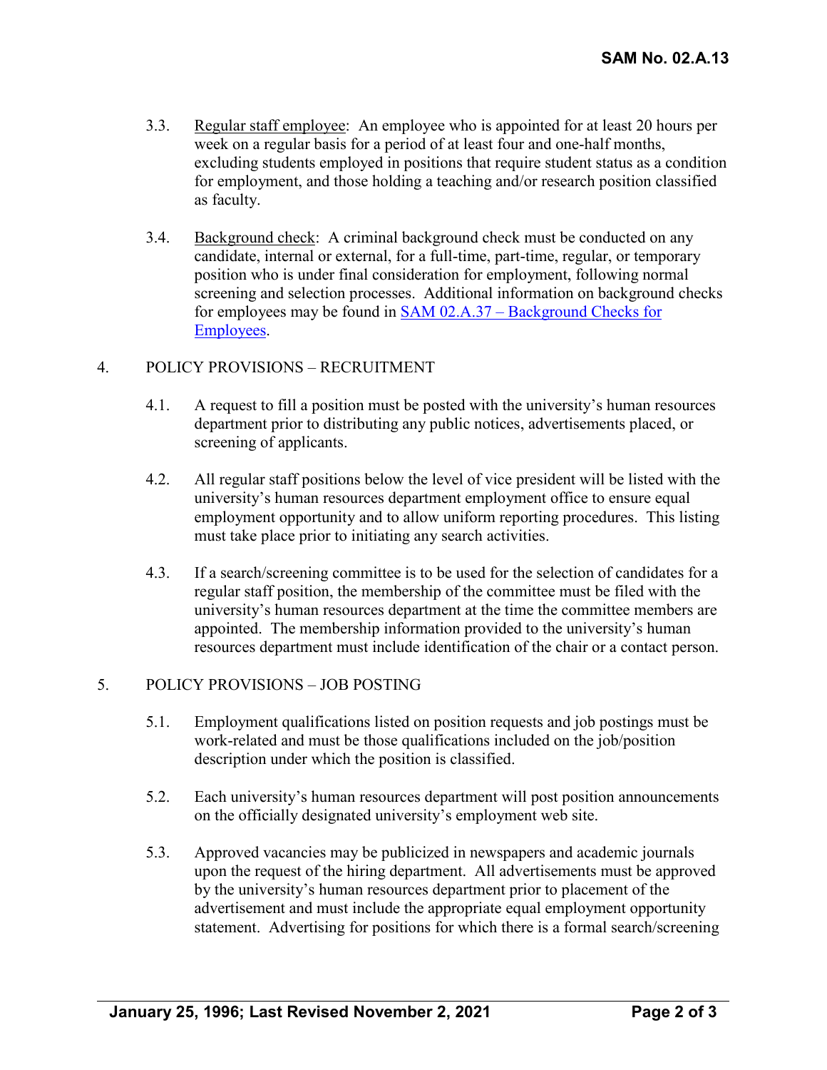3.3. <u>Regular staff employee</u>: An employee who is appointed for at least 20 hours per week on a regular basis for a period of at least four and one-half months, excluding students employed in positions that require student status as a condition for employment, and those holding a teaching and/or research position classified as faculty.

3.4. <u>Background check</u>: A criminal background check must be conducted on any candidate, internal or external, for a full-time, part-time, regular, or temporary position who is under final consideration for employment, following normal screening and selection processes. Additional information on background checks for employees may be found in [SAM 02.A.37 – Background Checks for Employees](SAM 02.A.37 – Background Checks for Employees).

## 4. POLICY PROVISIONS – RECRUITMENT

4.1. A request to fill a position must be posted with the university's human resources department prior to distributing any public notices, advertisements placed, or screening of applicants.

4.2. All regular staff positions below the level of vice president will be listed with the university's human resources department employment office to ensure equal employment opportunity and to allow uniform reporting procedures. This listing must take place prior to initiating any search activities.

4.3. If a search/screening committee is to be used for the selection of candidates for a regular staff position, the membership of the committee must be filed with the university's human resources department at the time the committee members are appointed. The membership information provided to the university's human resources department must include identification of the chair or a contact person.

## 5. POLICY PROVISIONS – JOB POSTING

5.1. Employment qualifications listed on position requests and job postings must be work-related and must be those qualifications included on the job/position description under which the position is classified.

5.2. Each university's human resources department will post position announcements on the officially designated university's employment web site.

5.3. Approved vacancies may be publicized in newspapers and academic journals upon the request of the hiring department. All advertisements must be approved by the university's human resources department prior to placement of the advertisement and must include the appropriate equal employment opportunity statement. Advertising for positions for which there is a formal search/screening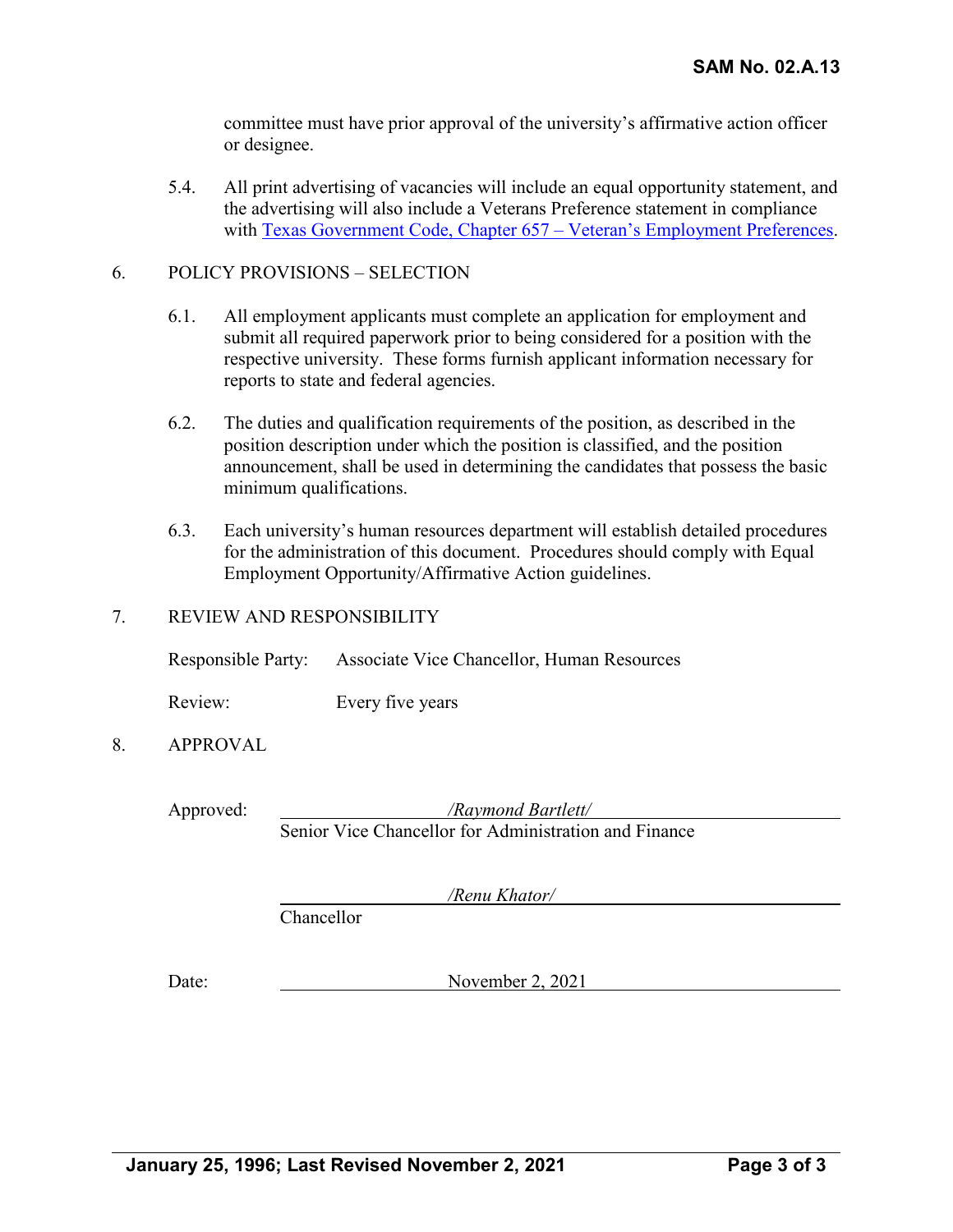committee must have prior approval of the university's affirmative action officer or designee.

5.4. All print advertising of vacancies will include an equal opportunity statement, and the advertising will also include a Veterans Preference statement in compliance with [Texas Government Code, Chapter 657 – Veteran's Employment Preferences](#).

## 6. POLICY PROVISIONS – SELECTION

6.1. All employment applicants must complete an application for employment and submit all required paperwork prior to being considered for a position with the respective university. These forms furnish applicant information necessary for reports to state and federal agencies.

6.2. The duties and qualification requirements of the position, as described in the position description under which the position is classified, and the position announcement, shall be used in determining the candidates that possess the basic minimum qualifications.

6.3. Each university's human resources department will establish detailed procedures for the administration of this document. Procedures should comply with Equal Employment Opportunity/Affirmative Action guidelines.

## 7. REVIEW AND RESPONSIBILITY

Responsible Party: Associate Vice Chancellor, Human Resources

Review: Every five years

## 8. APPROVAL

Approved: */Raymond Bartlett/*
Senior Vice Chancellor for Administration and Finance

*/Renu Khator/*
Chancellor

Date: November 2, 2021